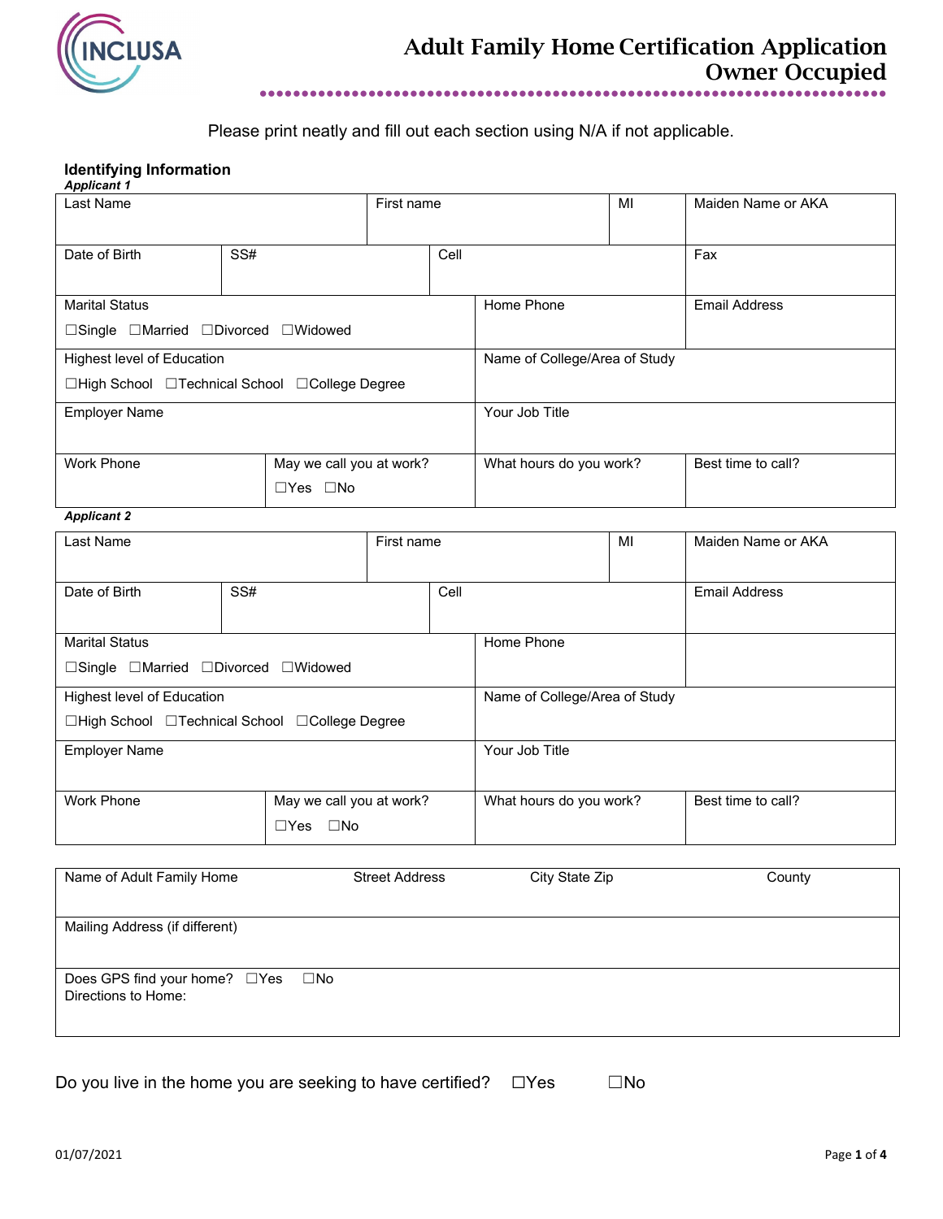# Adult Family Home Certification Application
## Owner Occupied

INCLUSA

Please print neatly and fill out each section using N/A if not applicable.

### Identifying Information

***Applicant 1***

| Last Name | | First name | MI | Maiden Name or AKA |
|---|---|---|---|---|
| Date of Birth | SS# | Cell | | Fax |
| Marital Status<br>☐Single ☐Married ☐Divorced ☐Widowed | | Home Phone | | Email Address |
| Highest level of Education<br>☐High School ☐Technical School ☐College Degree | | Name of College/Area of Study | | |
| Employer Name | | Your Job Title | | |
| Work Phone | May we call you at work?<br>☐Yes ☐No | What hours do you work? | | Best time to call? |

***Applicant 2***

| Last Name | | First name | MI | Maiden Name or AKA |
|---|---|---|---|---|
| Date of Birth | SS# | Cell | | Email Address |
| Marital Status<br>☐Single ☐Married ☐Divorced ☐Widowed | | Home Phone | | |
| Highest level of Education<br>☐High School ☐Technical School ☐College Degree | | Name of College/Area of Study | | |
| Employer Name | | Your Job Title | | |
| Work Phone | May we call you at work?<br>☐Yes ☐No | What hours do you work? | | Best time to call? |

| Name of Adult Family Home | Street Address | City State Zip | County |
|---|---|---|---|
| Mailing Address (if different) | | | |
| Does GPS find your home? ☐Yes ☐No<br>Directions to Home: | | | |

Do you live in the home you are seeking to have certified? ☐Yes ☐No

01/07/2021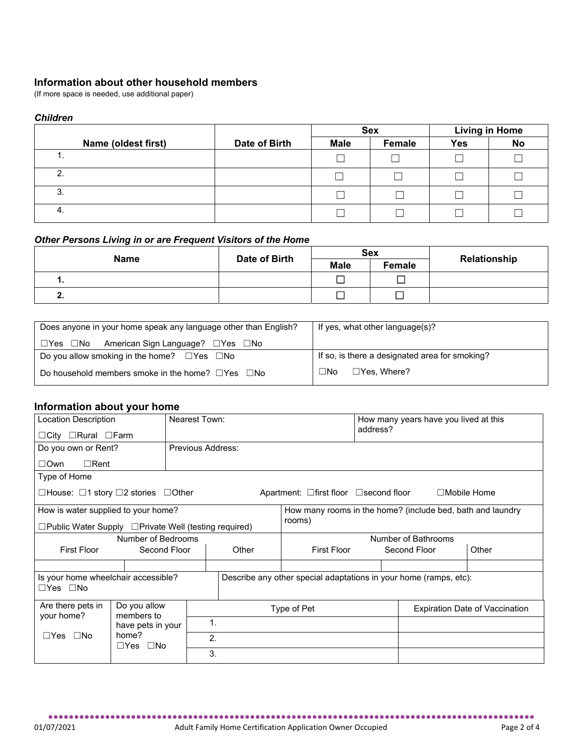## Information about other household members

(If more space is needed, use additional paper)

### *Children*

| Name (oldest first) | Date of Birth | Sex | | Living in Home | |
|---|---|---|---|---|---|
| | | Male | Female | Yes | No |
| 1. | | ☐ | ☐ | ☐ | ☐ |
| 2. | | ☐ | ☐ | ☐ | ☐ |
| 3. | | ☐ | ☐ | ☐ | ☐ |
| 4. | | ☐ | ☐ | ☐ | ☐ |

### *Other Persons Living in or are Frequent Visitors of the Home*

| Name | Date of Birth | Sex | | Relationship |
|---|---|---|---|---|
| | | Male | Female | |
| **1.** | | ☐ | ☐ | |
| **2.** | | ☐ | ☐ | |

| | |
|---|---|
| Does anyone in your home speak any language other than English?<br>☐Yes ☐No American Sign Language? ☐Yes ☐No | If yes, what other language(s)? |
| Do you allow smoking in the home? ☐Yes ☐No<br>Do household members smoke in the home? ☐Yes ☐No | If so, is there a designated area for smoking?<br>☐No ☐Yes, Where? |

## Information about your home

| | | |
|---|---|---|
| Location Description<br>☐City ☐Rural ☐Farm | Nearest Town: | How many years have you lived at this address? |
| Do you own or Rent?<br>☐Own ☐Rent | Previous Address: | |

| |
|---|
| Type of Home<br>☐House: ☐1 story ☐2 stories ☐Other Apartment: ☐first floor ☐second floor ☐Mobile Home |

| | |
|---|---|
| How is water supplied to your home?<br>☐Public Water Supply ☐Private Well (testing required) | How many rooms in the home? (include bed, bath and laundry rooms) |

| Number of Bedrooms | | | Number of Bathrooms | | |
|---|---|---|---|---|---|
| First Floor | Second Floor | Other | First Floor | Second Floor | Other |
| | | | | | |

| | |
|---|---|
| Is your home wheelchair accessible?<br>☐Yes ☐No | Describe any other special adaptations in your home (ramps, etc): |

| Are there pets in your home? | Do you allow members to have pets in your home? | Type of Pet | Expiration Date of Vaccination |
|---|---|---|---|
| ☐Yes ☐No | ☐Yes ☐No | 1. | |
| | | 2. | |
| | | 3. | |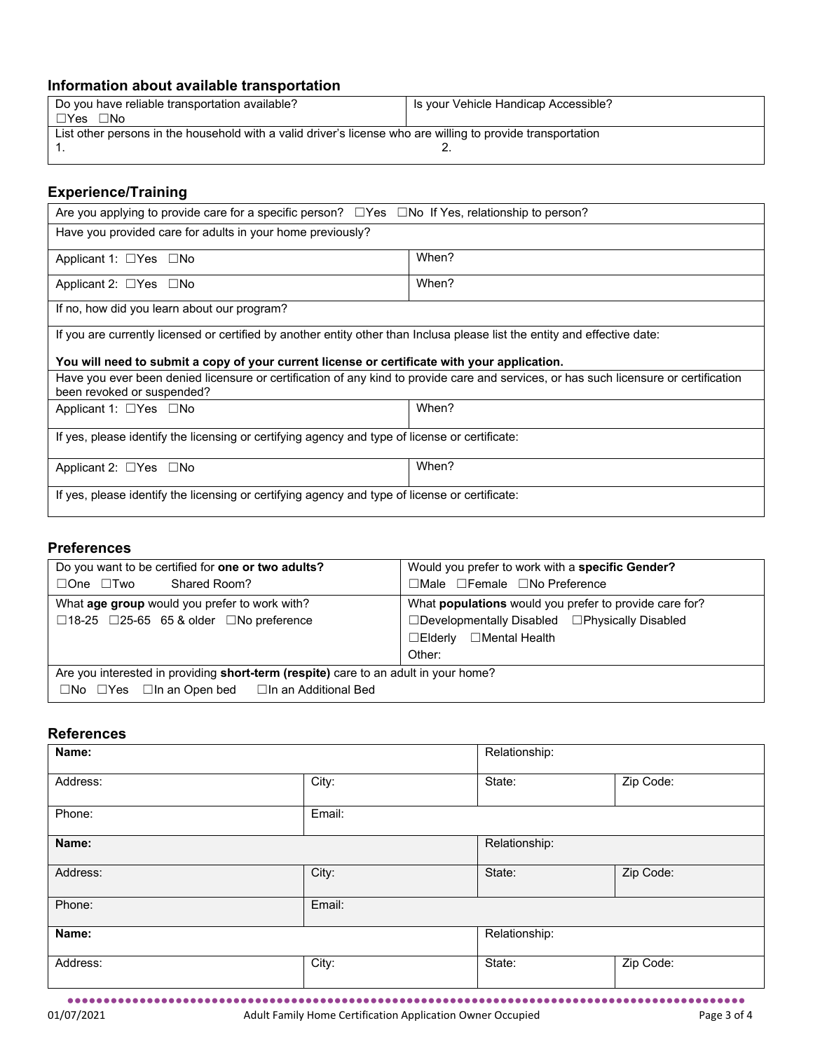### Information about available transportation

| Do you have reliable transportation available?<br>☐Yes ☐No | Is your Vehicle Handicap Accessible? |
|---|---|
| List other persons in the household with a valid driver's license who are willing to provide transportation<br>1. | 2. |

### Experience/Training

| Are you applying to provide care for a specific person? ☐Yes ☐No If Yes, relationship to person? | |
|---|---|
| Have you provided care for adults in your home previously? | |
| Applicant 1: ☐Yes ☐No | When? |
| Applicant 2: ☐Yes ☐No | When? |
| If no, how did you learn about our program? | |
| If you are currently licensed or certified by another entity other than Inclusa please list the entity and effective date:<br><br>**You will need to submit a copy of your current license or certificate with your application.** | |
| Have you ever been denied licensure or certification of any kind to provide care and services, or has such licensure or certification been revoked or suspended? | |
| Applicant 1: ☐Yes ☐No | When? |
| If yes, please identify the licensing or certifying agency and type of license or certificate: | |
| Applicant 2: ☐Yes ☐No | When? |
| If yes, please identify the licensing or certifying agency and type of license or certificate: | |

### Preferences

| Do you want to be certified for **one or two adults?**<br>☐One ☐Two Shared Room? | Would you prefer to work with a **specific Gender?**<br>☐Male ☐Female ☐No Preference |
|---|---|
| What **age group** would you prefer to work with?<br>☐18-25 ☐25-65 65 & older ☐No preference | What **populations** would you prefer to provide care for?<br>☐Developmentally Disabled ☐Physically Disabled<br>☐Elderly ☐Mental Health<br>Other: |
| Are you interested in providing **short-term (respite)** care to an adult in your home?<br>☐No ☐Yes ☐In an Open bed ☐In an Additional Bed | |

### References

| **Name:** | | Relationship: | |
|---|---|---|---|
| Address: | City: | State: | Zip Code: |
| Phone: | Email: | | |
| **Name:** | | Relationship: | |
| Address: | City: | State: | Zip Code: |
| Phone: | Email: | | |
| **Name:** | | Relationship: | |
| Address: | City: | State: | Zip Code: |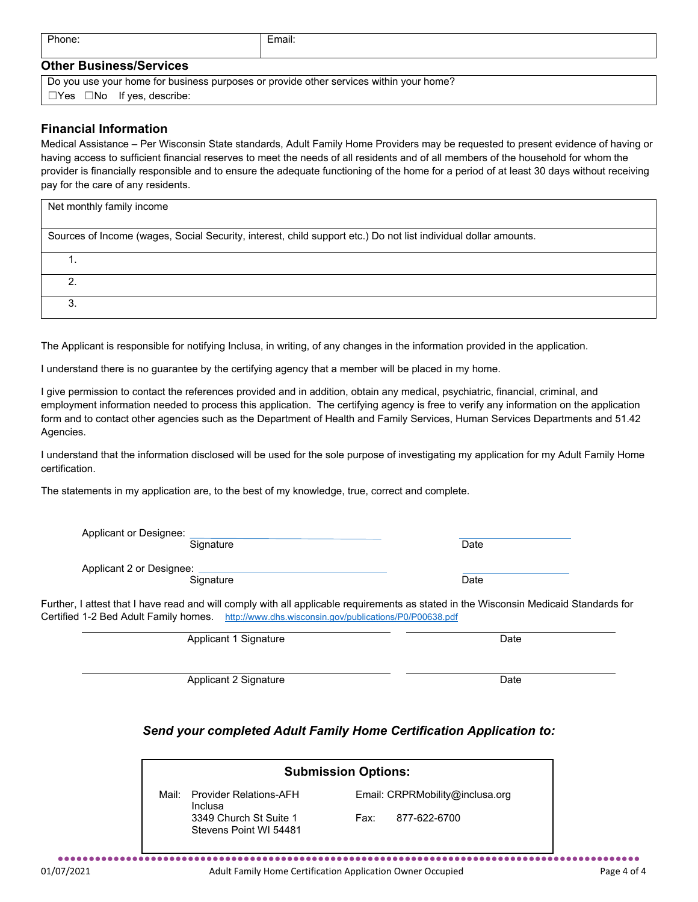| Phone: | Email: |
|---|---|

## Other Business/Services

| |
|---|
| Do you use your home for business purposes or provide other services within your home?<br>☐Yes ☐No If yes, describe: |

## Financial Information

Medical Assistance – Per Wisconsin State standards, Adult Family Home Providers may be requested to present evidence of having or having access to sufficient financial reserves to meet the needs of all residents and of all members of the household for whom the provider is financially responsible and to ensure the adequate functioning of the home for a period of at least 30 days without receiving pay for the care of any residents.

| |
|---|
| Net monthly family income |
| Sources of Income (wages, Social Security, interest, child support etc.) Do not list individual dollar amounts. |
| 1. |
| 2. |
| 3. |

The Applicant is responsible for notifying Inclusa, in writing, of any changes in the information provided in the application.

I understand there is no guarantee by the certifying agency that a member will be placed in my home.

I give permission to contact the references provided and in addition, obtain any medical, psychiatric, financial, criminal, and employment information needed to process this application. The certifying agency is free to verify any information on the application form and to contact other agencies such as the Department of Health and Family Services, Human Services Departments and 51.42 Agencies.

I understand that the information disclosed will be used for the sole purpose of investigating my application for my Adult Family Home certification.

The statements in my application are, to the best of my knowledge, true, correct and complete.

Applicant or Designee: ______________________ Signature ______________ Date

Applicant 2 or Designee: ______________________ Signature ______________ Date

Further, I attest that I have read and will comply with all applicable requirements as stated in the Wisconsin Medicaid Standards for Certified 1-2 Bed Adult Family homes. http://www.dhs.wisconsin.gov/publications/P0/P00638.pdf

______________________ Applicant 1 Signature ______________ Date

______________________ Applicant 2 Signature ______________ Date

***Send your completed Adult Family Home Certification Application to:***

**Submission Options:**

Mail: Provider Relations-AFH
Inclusa
3349 Church St Suite 1
Stevens Point WI 54481

Email: CRPRMobility@inclusa.org

Fax: 877-622-6700